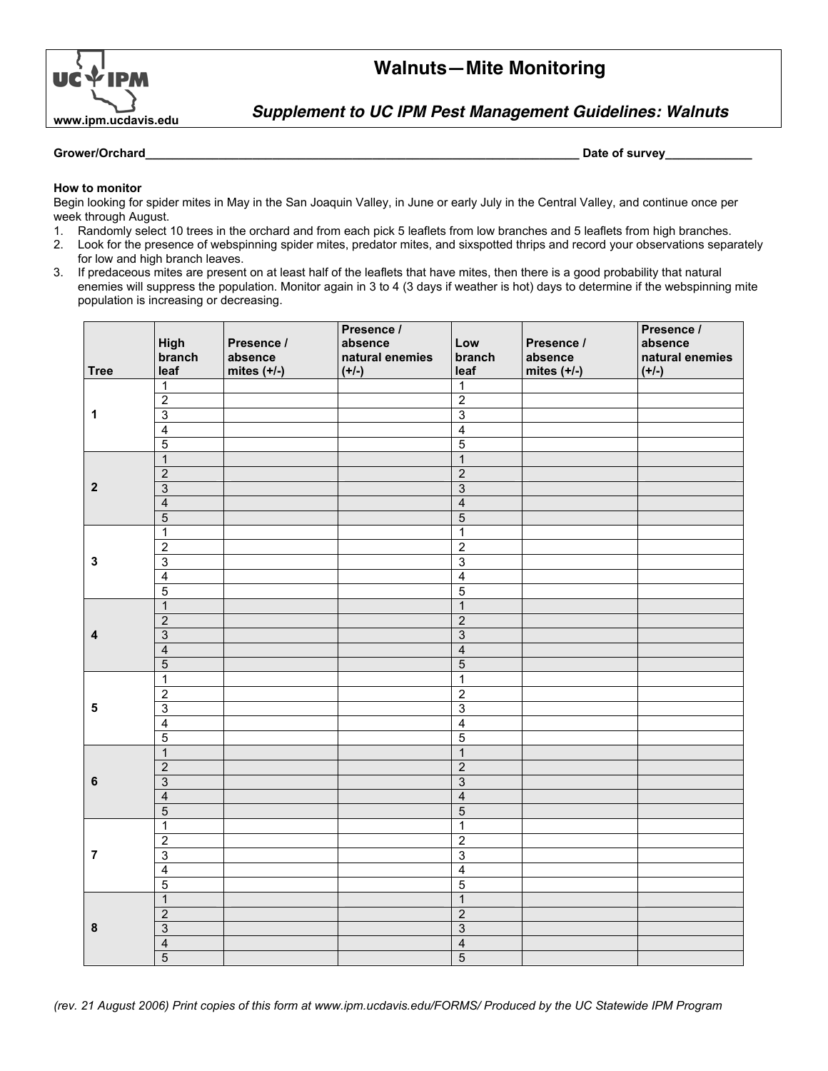# Walnuts—Mite Monitoring

### *Supplement to UC IPM Pest Management Guidelines: Walnuts*

www.ipm.ucdavis.edu

**Grower/Orchard**_______________________________________________ **Date of survey**____________

**How to monitor**

Begin looking for spider mites in May in the San Joaquin Valley, in June or early July in the Central Valley, and continue once per week through August.

1. Randomly select 10 trees in the orchard and from each pick 5 leaflets from low branches and 5 leaflets from high branches.
2. Look for the presence of webspinning spider mites, predator mites, and sixspotted thrips and record your observations separately for low and high branch leaves.
3. If predaceous mites are present on at least half of the leaflets that have mites, then there is a good probability that natural enemies will suppress the population. Monitor again in 3 to 4 (3 days if weather is hot) days to determine if the webspinning mite population is increasing or decreasing.

| Tree | High branch leaf | Presence / absence mites (+/-) | Presence / absence natural enemies (+/-) | Low branch leaf | Presence / absence mites (+/-) | Presence / absence natural enemies (+/-) |
|---|---|---|---|---|---|---|
| 1 | 1 | | | 1 | | |
| | 2 | | | 2 | | |
| | 3 | | | 3 | | |
| | 4 | | | 4 | | |
| | 5 | | | 5 | | |
| 2 | 1 | | | 1 | | |
| | 2 | | | 2 | | |
| | 3 | | | 3 | | |
| | 4 | | | 4 | | |
| | 5 | | | 5 | | |
| 3 | 1 | | | 1 | | |
| | 2 | | | 2 | | |
| | 3 | | | 3 | | |
| | 4 | | | 4 | | |
| | 5 | | | 5 | | |
| 4 | 1 | | | 1 | | |
| | 2 | | | 2 | | |
| | 3 | | | 3 | | |
| | 4 | | | 4 | | |
| | 5 | | | 5 | | |
| 5 | 1 | | | 1 | | |
| | 2 | | | 2 | | |
| | 3 | | | 3 | | |
| | 4 | | | 4 | | |
| | 5 | | | 5 | | |
| 6 | 1 | | | 1 | | |
| | 2 | | | 2 | | |
| | 3 | | | 3 | | |
| | 4 | | | 4 | | |
| | 5 | | | 5 | | |
| 7 | 1 | | | 1 | | |
| | 2 | | | 2 | | |
| | 3 | | | 3 | | |
| | 4 | | | 4 | | |
| | 5 | | | 5 | | |
| 8 | 1 | | | 1 | | |
| | 2 | | | 2 | | |
| | 3 | | | 3 | | |
| | 4 | | | 4 | | |
| | 5 | | | 5 | | |

*(rev. 21 August 2006) Print copies of this form at www.ipm.ucdavis.edu/FORMS/ Produced by the UC Statewide IPM Program*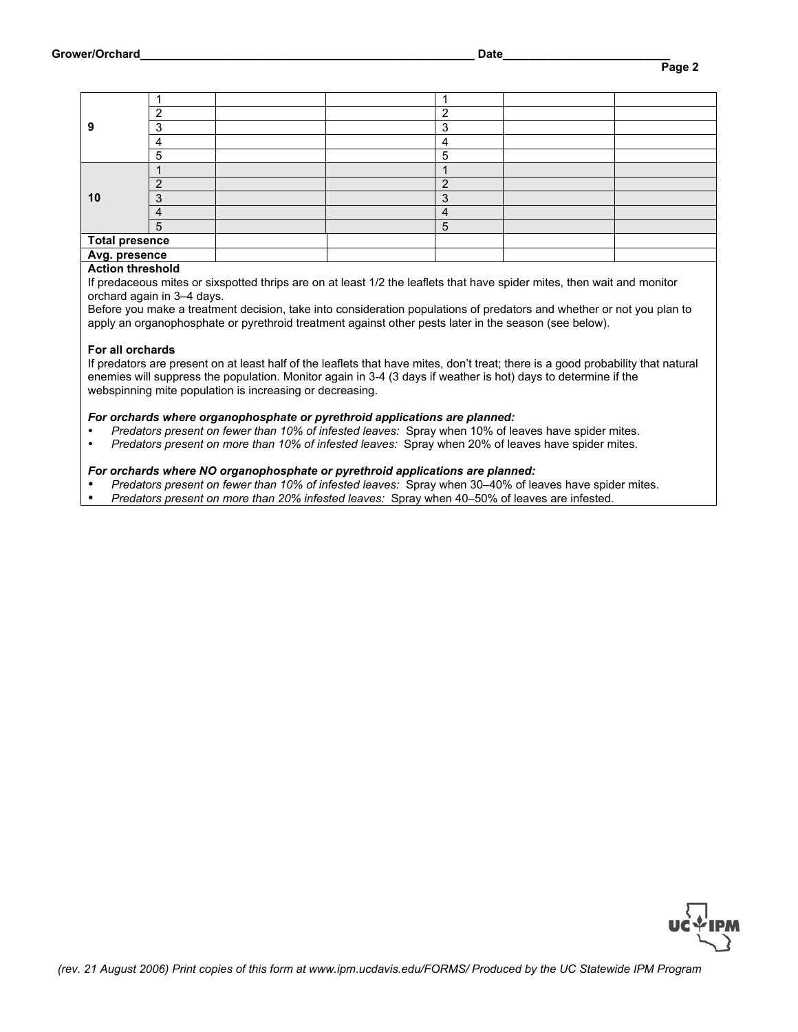Grower/Orchard\_\_\_\_\_\_\_\_\_\_\_\_\_\_\_\_\_\_\_\_\_\_\_\_\_\_\_\_\_\_\_\_\_\_\_\_\_\_\_\_\_\_\_\_\_\_\_\_\_\_\_\_ Date\_\_\_\_\_\_\_\_\_\_\_\_\_\_\_\_\_\_\_\_\_\_\_\_\_\_\_

| | | | | | | |
|---|---|---|---|---|---|---|
| 9 | 1 | | | 1 | | |
| | 2 | | | 2 | | |
| | 3 | | | 3 | | |
| | 4 | | | 4 | | |
| | 5 | | | 5 | | |
| 10 | 1 | | | 1 | | |
| | 2 | | | 2 | | |
| | 3 | | | 3 | | |
| | 4 | | | 4 | | |
| | 5 | | | 5 | | |
| **Total presence** | | | | | | |
| **Avg. presence** | | | | | | |

**Action threshold**

If predaceous mites or sixspotted thrips are on at least 1/2 the leaflets that have spider mites, then wait and monitor orchard again in 3–4 days.

Before you make a treatment decision, take into consideration populations of predators and whether or not you plan to apply an organophosphate or pyrethroid treatment against other pests later in the season (see below).

**For all orchards**

If predators are present on at least half of the leaflets that have mites, don't treat; there is a good probability that natural enemies will suppress the population. Monitor again in 3-4 (3 days if weather is hot) days to determine if the webspinning mite population is increasing or decreasing.

***For orchards where organophosphate or pyrethroid applications are planned:***

- *Predators present on fewer than 10% of infested leaves:* Spray when 10% of leaves have spider mites.
- *Predators present on more than 10% of infested leaves:* Spray when 20% of leaves have spider mites.

***For orchards where NO organophosphate or pyrethroid applications are planned:***

- *Predators present on fewer than 10% of infested leaves:* Spray when 30–40% of leaves have spider mites.
- *Predators present on more than 20% infested leaves:* Spray when 40–50% of leaves are infested.

*(rev. 21 August 2006) Print copies of this form at www.ipm.ucdavis.edu/FORMS/ Produced by the UC Statewide IPM Program*